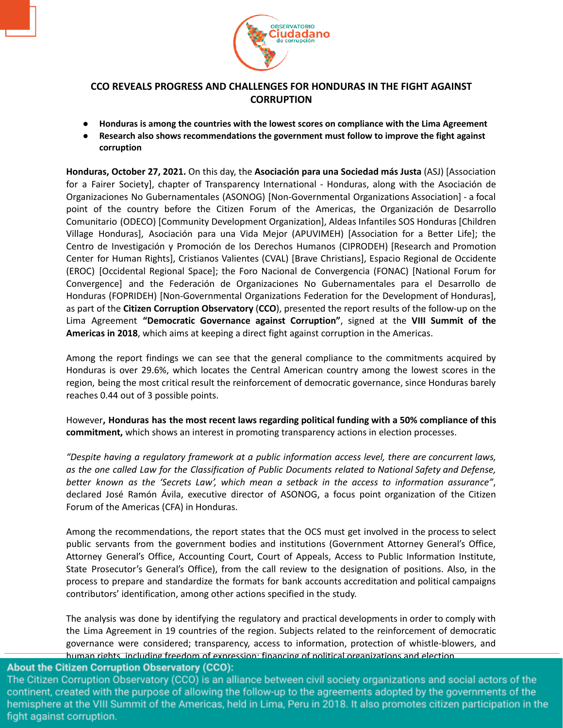# CCO REVEALS PROGRESS AND CHALLENGES FOR HONDURAS IN THE FIGHT AGAINST CORRUPTION

- **Honduras is among the countries with the lowest scores on compliance with the Lima Agreement**
- **Research also shows recommendations the government must follow to improve the fight against corruption**

**Honduras, October 27, 2021.** On this day, the **Asociación para una Sociedad más Justa** (ASJ) [Association for a Fairer Society], chapter of Transparency International - Honduras, along with the Asociación de Organizaciones No Gubernamentales (ASONOG) [Non-Governmental Organizations Association] - a focal point of the country before the Citizen Forum of the Americas, the Organización de Desarrollo Comunitario (ODECO) [Community Development Organization], Aldeas Infantiles SOS Honduras [Children Village Honduras], Asociación para una Vida Mejor (APUVIMEH) [Association for a Better Life]; the Centro de Investigación y Promoción de los Derechos Humanos (CIPRODEH) [Research and Promotion Center for Human Rights], Cristianos Valientes (CVAL) [Brave Christians], Espacio Regional de Occidente (EROC) [Occidental Regional Space]; the Foro Nacional de Convergencia (FONAC) [National Forum for Convergence] and the Federación de Organizaciones No Gubernamentales para el Desarrollo de Honduras (FOPRIDEH) [Non-Governmental Organizations Federation for the Development of Honduras], as part of the **Citizen Corruption Observatory** (**CCO**), presented the report results of the follow-up on the Lima Agreement **"Democratic Governance against Corruption"**, signed at the **VIII Summit of the Americas in 2018**, which aims at keeping a direct fight against corruption in the Americas.

Among the report findings we can see that the general compliance to the commitments acquired by Honduras is over 29.6%, which locates the Central American country among the lowest scores in the region, being the most critical result the reinforcement of democratic governance, since Honduras barely reaches 0.44 out of 3 possible points.

However**, Honduras has the most recent laws regarding political funding with a 50% compliance of this commitment,** which shows an interest in promoting transparency actions in election processes.

*"Despite having a regulatory framework at a public information access level, there are concurrent laws, as the one called Law for the Classification of Public Documents related to National Safety and Defense, better known as the 'Secrets Law', which mean a setback in the access to information assurance"*, declared José Ramón Ávila, executive director of ASONOG, a focus point organization of the Citizen Forum of the Americas (CFA) in Honduras.

Among the recommendations, the report states that the OCS must get involved in the process to select public servants from the government bodies and institutions (Government Attorney General's Office, Attorney General's Office, Accounting Court, Court of Appeals, Access to Public Information Institute, State Prosecutor's General's Office), from the call review to the designation of positions. Also, in the process to prepare and standardize the formats for bank accounts accreditation and political campaigns contributors' identification, among other actions specified in the study.

The analysis was done by identifying the regulatory and practical developments in order to comply with the Lima Agreement in 19 countries of the region. Subjects related to the reinforcement of democratic governance were considered; transparency, access to information, protection of whistle-blowers, and human rights, including freedom of expression; financing of political organizations and election

**About the Citizen Corruption Observatory (CCO):**
The Citizen Corruption Observatory (CCO) is an alliance between civil society organizations and social actors of the continent, created with the purpose of allowing the follow-up to the agreements adopted by the governments of the hemisphere at the VIII Summit of the Americas, held in Lima, Peru in 2018. It also promotes citizen participation in the fight against corruption.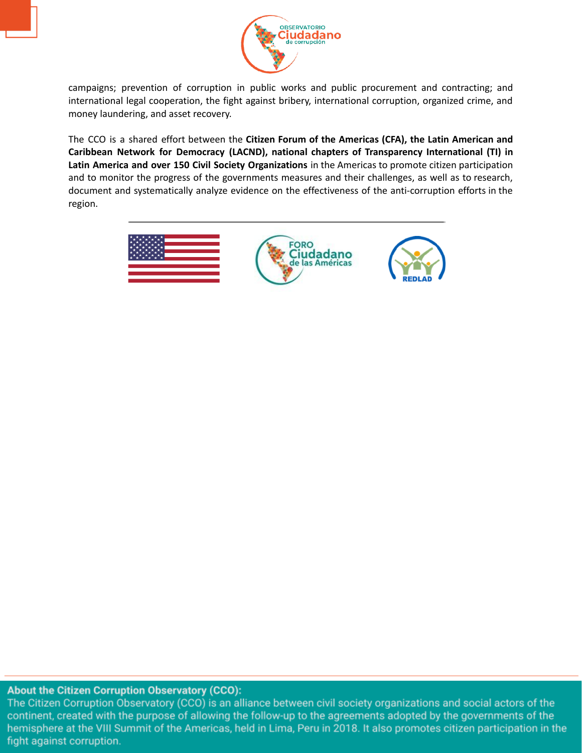campaigns; prevention of corruption in public works and public procurement and contracting; and international legal cooperation, the fight against bribery, international corruption, organized crime, and money laundering, and asset recovery.

The CCO is a shared effort between the **Citizen Forum of the Americas (CFA), the Latin American and Caribbean Network for Democracy (LACND), national chapters of Transparency International (TI) in Latin America and over 150 Civil Society Organizations** in the Americas to promote citizen participation and to monitor the progress of the governments measures and their challenges, as well as to research, document and systematically analyze evidence on the effectiveness of the anti-corruption efforts in the region.

**About the Citizen Corruption Observatory (CCO):**
The Citizen Corruption Observatory (CCO) is an alliance between civil society organizations and social actors of the continent, created with the purpose of allowing the follow-up to the agreements adopted by the governments of the hemisphere at the VIII Summit of the Americas, held in Lima, Peru in 2018. It also promotes citizen participation in the fight against corruption.